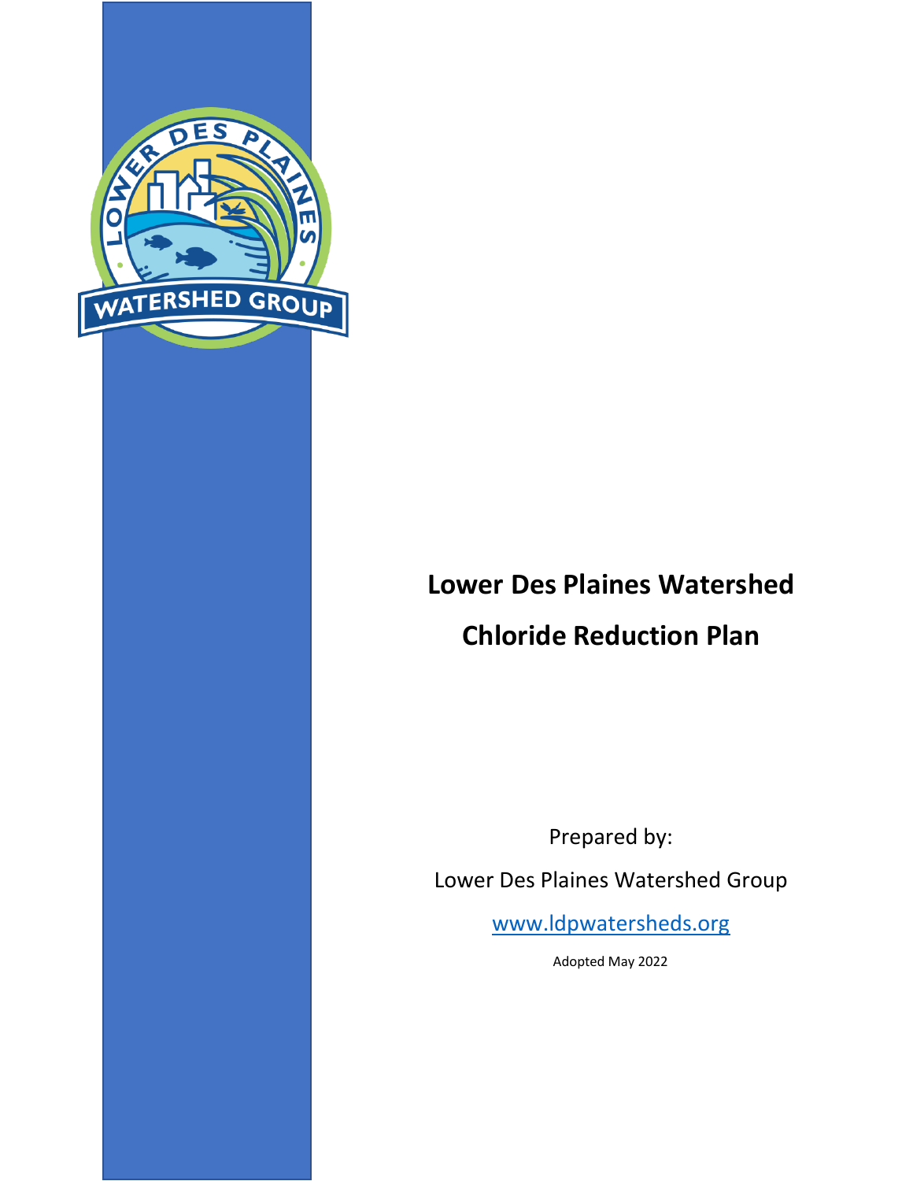# Lower Des Plaines Watershed

# Chloride Reduction Plan

Prepared by:

Lower Des Plaines Watershed Group

www.ldpwatersheds.org

Adopted May 2022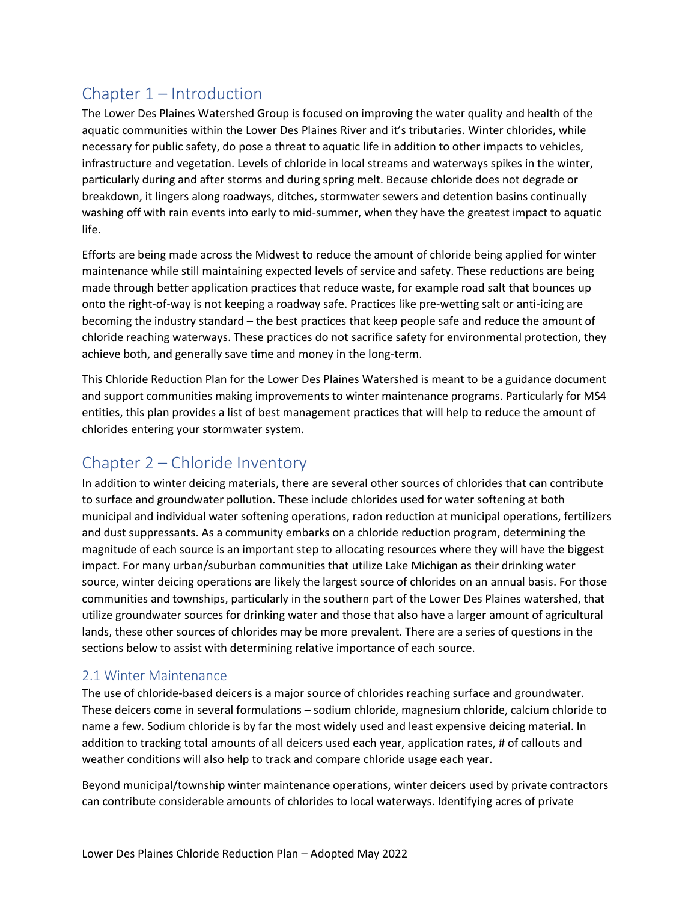# Chapter 1 – Introduction

The Lower Des Plaines Watershed Group is focused on improving the water quality and health of the aquatic communities within the Lower Des Plaines River and it's tributaries. Winter chlorides, while necessary for public safety, do pose a threat to aquatic life in addition to other impacts to vehicles, infrastructure and vegetation. Levels of chloride in local streams and waterways spikes in the winter, particularly during and after storms and during spring melt. Because chloride does not degrade or breakdown, it lingers along roadways, ditches, stormwater sewers and detention basins continually washing off with rain events into early to mid-summer, when they have the greatest impact to aquatic life.

Efforts are being made across the Midwest to reduce the amount of chloride being applied for winter maintenance while still maintaining expected levels of service and safety. These reductions are being made through better application practices that reduce waste, for example road salt that bounces up onto the right-of-way is not keeping a roadway safe. Practices like pre-wetting salt or anti-icing are becoming the industry standard – the best practices that keep people safe and reduce the amount of chloride reaching waterways. These practices do not sacrifice safety for environmental protection, they achieve both, and generally save time and money in the long-term.

This Chloride Reduction Plan for the Lower Des Plaines Watershed is meant to be a guidance document and support communities making improvements to winter maintenance programs. Particularly for MS4 entities, this plan provides a list of best management practices that will help to reduce the amount of chlorides entering your stormwater system.

# Chapter 2 – Chloride Inventory

In addition to winter deicing materials, there are several other sources of chlorides that can contribute to surface and groundwater pollution. These include chlorides used for water softening at both municipal and individual water softening operations, radon reduction at municipal operations, fertilizers and dust suppressants. As a community embarks on a chloride reduction program, determining the magnitude of each source is an important step to allocating resources where they will have the biggest impact. For many urban/suburban communities that utilize Lake Michigan as their drinking water source, winter deicing operations are likely the largest source of chlorides on an annual basis. For those communities and townships, particularly in the southern part of the Lower Des Plaines watershed, that utilize groundwater sources for drinking water and those that also have a larger amount of agricultural lands, these other sources of chlorides may be more prevalent. There are a series of questions in the sections below to assist with determining relative importance of each source.

## 2.1 Winter Maintenance

The use of chloride-based deicers is a major source of chlorides reaching surface and groundwater. These deicers come in several formulations – sodium chloride, magnesium chloride, calcium chloride to name a few. Sodium chloride is by far the most widely used and least expensive deicing material. In addition to tracking total amounts of all deicers used each year, application rates, # of callouts and weather conditions will also help to track and compare chloride usage each year.

Beyond municipal/township winter maintenance operations, winter deicers used by private contractors can contribute considerable amounts of chlorides to local waterways. Identifying acres of private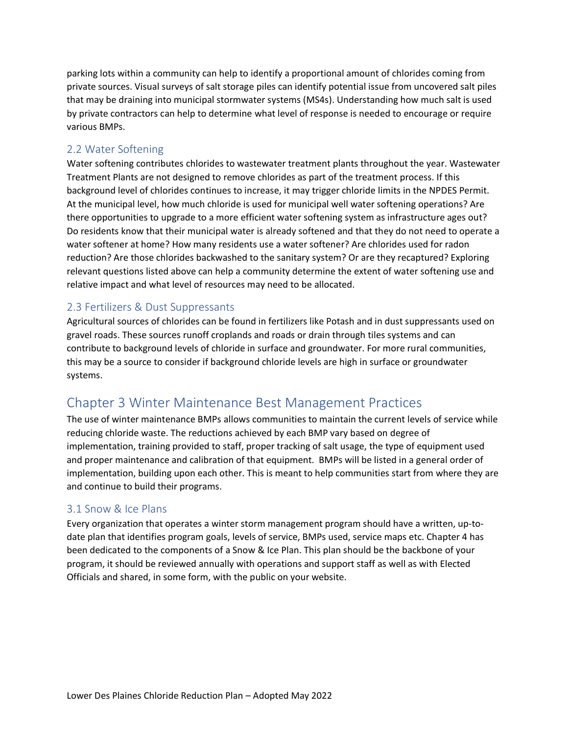parking lots within a community can help to identify a proportional amount of chlorides coming from private sources. Visual surveys of salt storage piles can identify potential issue from uncovered salt piles that may be draining into municipal stormwater systems (MS4s). Understanding how much salt is used by private contractors can help to determine what level of response is needed to encourage or require various BMPs.

### 2.2 Water Softening

Water softening contributes chlorides to wastewater treatment plants throughout the year. Wastewater Treatment Plants are not designed to remove chlorides as part of the treatment process. If this background level of chlorides continues to increase, it may trigger chloride limits in the NPDES Permit. At the municipal level, how much chloride is used for municipal well water softening operations? Are there opportunities to upgrade to a more efficient water softening system as infrastructure ages out? Do residents know that their municipal water is already softened and that they do not need to operate a water softener at home? How many residents use a water softener? Are chlorides used for radon reduction? Are those chlorides backwashed to the sanitary system? Or are they recaptured? Exploring relevant questions listed above can help a community determine the extent of water softening use and relative impact and what level of resources may need to be allocated.

### 2.3 Fertilizers & Dust Suppressants

Agricultural sources of chlorides can be found in fertilizers like Potash and in dust suppressants used on gravel roads. These sources runoff croplands and roads or drain through tiles systems and can contribute to background levels of chloride in surface and groundwater. For more rural communities, this may be a source to consider if background chloride levels are high in surface or groundwater systems.

## Chapter 3 Winter Maintenance Best Management Practices

The use of winter maintenance BMPs allows communities to maintain the current levels of service while reducing chloride waste. The reductions achieved by each BMP vary based on degree of implementation, training provided to staff, proper tracking of salt usage, the type of equipment used and proper maintenance and calibration of that equipment. BMPs will be listed in a general order of implementation, building upon each other. This is meant to help communities start from where they are and continue to build their programs.

### 3.1 Snow & Ice Plans

Every organization that operates a winter storm management program should have a written, up-to-date plan that identifies program goals, levels of service, BMPs used, service maps etc. Chapter 4 has been dedicated to the components of a Snow & Ice Plan. This plan should be the backbone of your program, it should be reviewed annually with operations and support staff as well as with Elected Officials and shared, in some form, with the public on your website.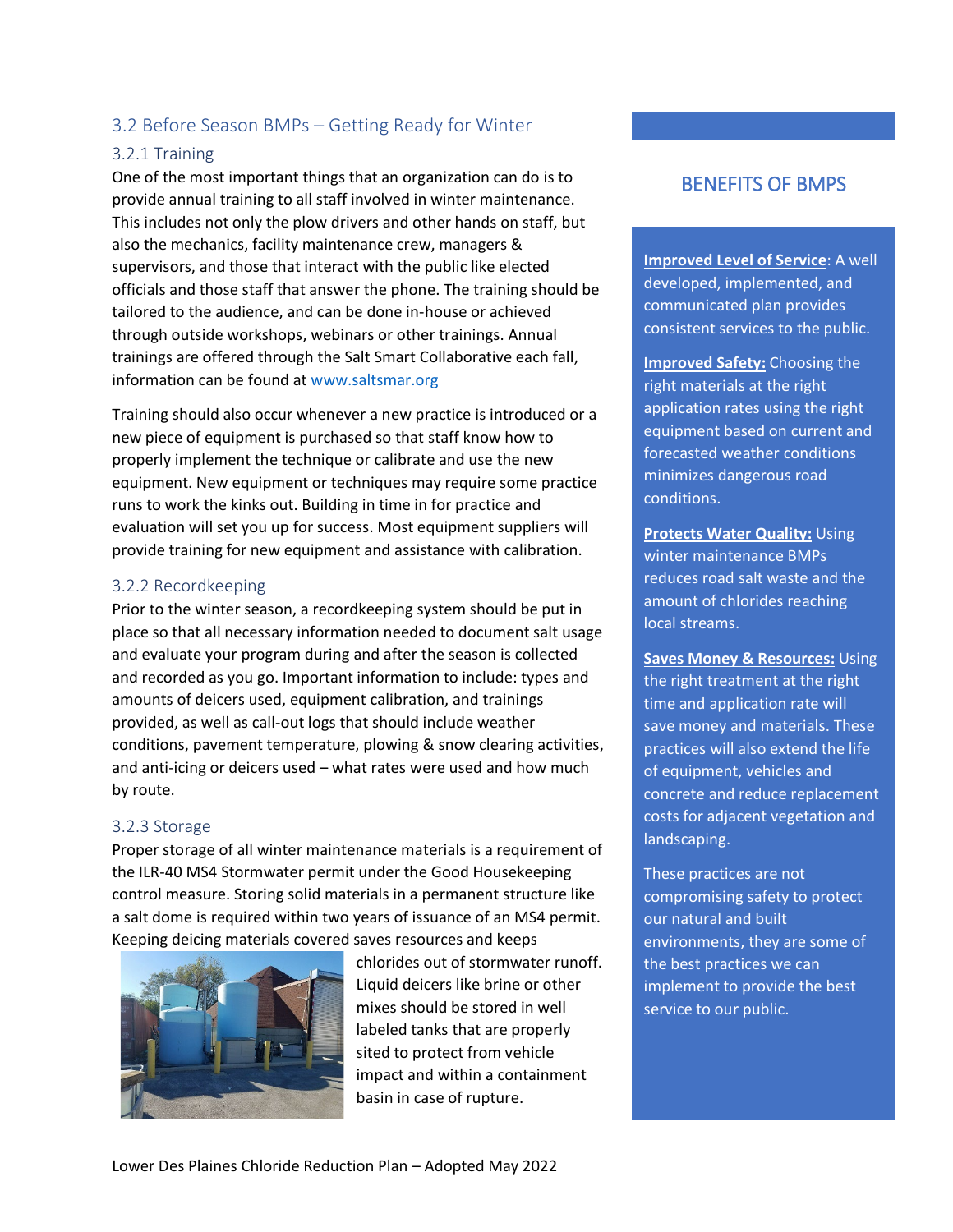## 3.2 Before Season BMPs – Getting Ready for Winter

### 3.2.1 Training

One of the most important things that an organization can do is to provide annual training to all staff involved in winter maintenance. This includes not only the plow drivers and other hands on staff, but also the mechanics, facility maintenance crew, managers & supervisors, and those that interact with the public like elected officials and those staff that answer the phone. The training should be tailored to the audience, and can be done in-house or achieved through outside workshops, webinars or other trainings. Annual trainings are offered through the Salt Smart Collaborative each fall, information can be found at [www.saltsmar.org](www.saltsmar.org)

Training should also occur whenever a new practice is introduced or a new piece of equipment is purchased so that staff know how to properly implement the technique or calibrate and use the new equipment. New equipment or techniques may require some practice runs to work the kinks out. Building in time in for practice and evaluation will set you up for success. Most equipment suppliers will provide training for new equipment and assistance with calibration.

### 3.2.2 Recordkeeping

Prior to the winter season, a recordkeeping system should be put in place so that all necessary information needed to document salt usage and evaluate your program during and after the season is collected and recorded as you go. Important information to include: types and amounts of deicers used, equipment calibration, and trainings provided, as well as call-out logs that should include weather conditions, pavement temperature, plowing & snow clearing activities, and anti-icing or deicers used – what rates were used and how much by route.

### 3.2.3 Storage

Proper storage of all winter maintenance materials is a requirement of the ILR-40 MS4 Stormwater permit under the Good Housekeeping control measure. Storing solid materials in a permanent structure like a salt dome is required within two years of issuance of an MS4 permit. Keeping deicing materials covered saves resources and keeps chlorides out of stormwater runoff. Liquid deicers like brine or other mixes should be stored in well labeled tanks that are properly sited to protect from vehicle impact and within a containment basin in case of rupture.

## BENEFITS OF BMPS

**Improved Level of Service**: A well developed, implemented, and communicated plan provides consistent services to the public.

**Improved Safety:** Choosing the right materials at the right application rates using the right equipment based on current and forecasted weather conditions minimizes dangerous road conditions.

**Protects Water Quality:** Using winter maintenance BMPs reduces road salt waste and the amount of chlorides reaching local streams.

**Saves Money & Resources:** Using the right treatment at the right time and application rate will save money and materials. These practices will also extend the life of equipment, vehicles and concrete and reduce replacement costs for adjacent vegetation and landscaping.

These practices are not compromising safety to protect our natural and built environments, they are some of the best practices we can implement to provide the best service to our public.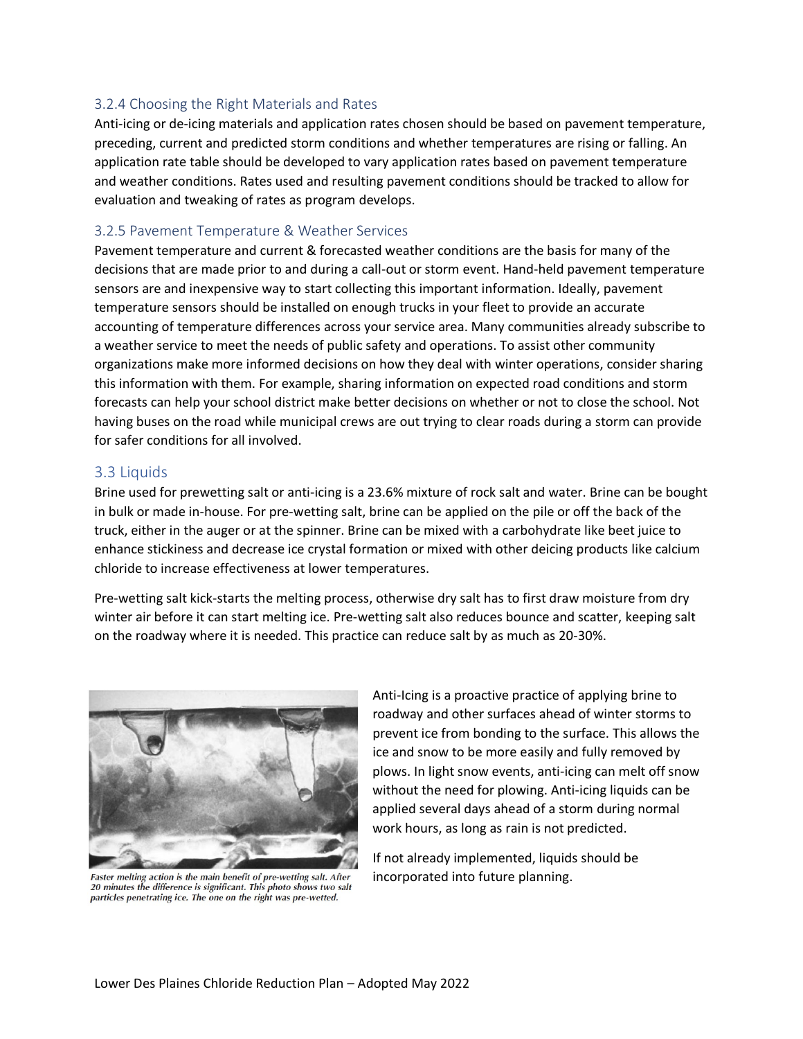### 3.2.4 Choosing the Right Materials and Rates

Anti-icing or de-icing materials and application rates chosen should be based on pavement temperature, preceding, current and predicted storm conditions and whether temperatures are rising or falling. An application rate table should be developed to vary application rates based on pavement temperature and weather conditions. Rates used and resulting pavement conditions should be tracked to allow for evaluation and tweaking of rates as program develops.

### 3.2.5 Pavement Temperature & Weather Services

Pavement temperature and current & forecasted weather conditions are the basis for many of the decisions that are made prior to and during a call-out or storm event. Hand-held pavement temperature sensors are and inexpensive way to start collecting this important information. Ideally, pavement temperature sensors should be installed on enough trucks in your fleet to provide an accurate accounting of temperature differences across your service area. Many communities already subscribe to a weather service to meet the needs of public safety and operations. To assist other community organizations make more informed decisions on how they deal with winter operations, consider sharing this information with them. For example, sharing information on expected road conditions and storm forecasts can help your school district make better decisions on whether or not to close the school. Not having buses on the road while municipal crews are out trying to clear roads during a storm can provide for safer conditions for all involved.

## 3.3 Liquids

Brine used for prewetting salt or anti-icing is a 23.6% mixture of rock salt and water. Brine can be bought in bulk or made in-house. For pre-wetting salt, brine can be applied on the pile or off the back of the truck, either in the auger or at the spinner. Brine can be mixed with a carbohydrate like beet juice to enhance stickiness and decrease ice crystal formation or mixed with other deicing products like calcium chloride to increase effectiveness at lower temperatures.

Pre-wetting salt kick-starts the melting process, otherwise dry salt has to first draw moisture from dry winter air before it can start melting ice. Pre-wetting salt also reduces bounce and scatter, keeping salt on the roadway where it is needed. This practice can reduce salt by as much as 20-30%.

*Faster melting action is the main benefit of pre-wetting salt. After 20 minutes the difference is significant. This photo shows two salt particles penetrating ice. The one on the right was pre-wetted.*

Anti-Icing is a proactive practice of applying brine to roadway and other surfaces ahead of winter storms to prevent ice from bonding to the surface. This allows the ice and snow to be more easily and fully removed by plows. In light snow events, anti-icing can melt off snow without the need for plowing. Anti-icing liquids can be applied several days ahead of a storm during normal work hours, as long as rain is not predicted.

If not already implemented, liquids should be incorporated into future planning.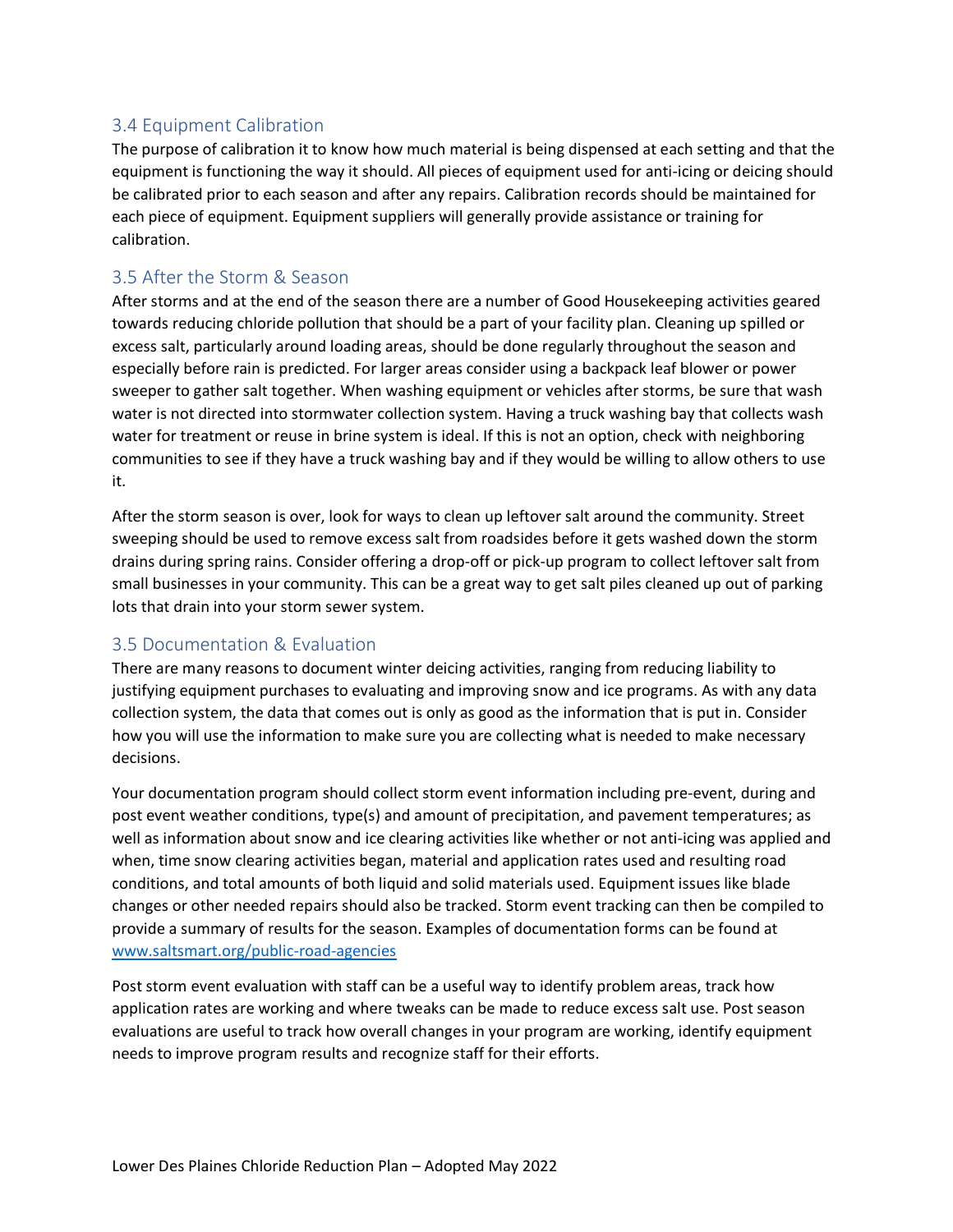## 3.4 Equipment Calibration

The purpose of calibration it to know how much material is being dispensed at each setting and that the equipment is functioning the way it should. All pieces of equipment used for anti-icing or deicing should be calibrated prior to each season and after any repairs. Calibration records should be maintained for each piece of equipment. Equipment suppliers will generally provide assistance or training for calibration.

## 3.5 After the Storm & Season

After storms and at the end of the season there are a number of Good Housekeeping activities geared towards reducing chloride pollution that should be a part of your facility plan. Cleaning up spilled or excess salt, particularly around loading areas, should be done regularly throughout the season and especially before rain is predicted. For larger areas consider using a backpack leaf blower or power sweeper to gather salt together. When washing equipment or vehicles after storms, be sure that wash water is not directed into stormwater collection system. Having a truck washing bay that collects wash water for treatment or reuse in brine system is ideal. If this is not an option, check with neighboring communities to see if they have a truck washing bay and if they would be willing to allow others to use it.

After the storm season is over, look for ways to clean up leftover salt around the community. Street sweeping should be used to remove excess salt from roadsides before it gets washed down the storm drains during spring rains. Consider offering a drop-off or pick-up program to collect leftover salt from small businesses in your community. This can be a great way to get salt piles cleaned up out of parking lots that drain into your storm sewer system.

## 3.5 Documentation & Evaluation

There are many reasons to document winter deicing activities, ranging from reducing liability to justifying equipment purchases to evaluating and improving snow and ice programs. As with any data collection system, the data that comes out is only as good as the information that is put in. Consider how you will use the information to make sure you are collecting what is needed to make necessary decisions.

Your documentation program should collect storm event information including pre-event, during and post event weather conditions, type(s) and amount of precipitation, and pavement temperatures; as well as information about snow and ice clearing activities like whether or not anti-icing was applied and when, time snow clearing activities began, material and application rates used and resulting road conditions, and total amounts of both liquid and solid materials used. Equipment issues like blade changes or other needed repairs should also be tracked. Storm event tracking can then be compiled to provide a summary of results for the season. Examples of documentation forms can be found at [www.saltsmart.org/public-road-agencies](www.saltsmart.org/public-road-agencies)

Post storm event evaluation with staff can be a useful way to identify problem areas, track how application rates are working and where tweaks can be made to reduce excess salt use. Post season evaluations are useful to track how overall changes in your program are working, identify equipment needs to improve program results and recognize staff for their efforts.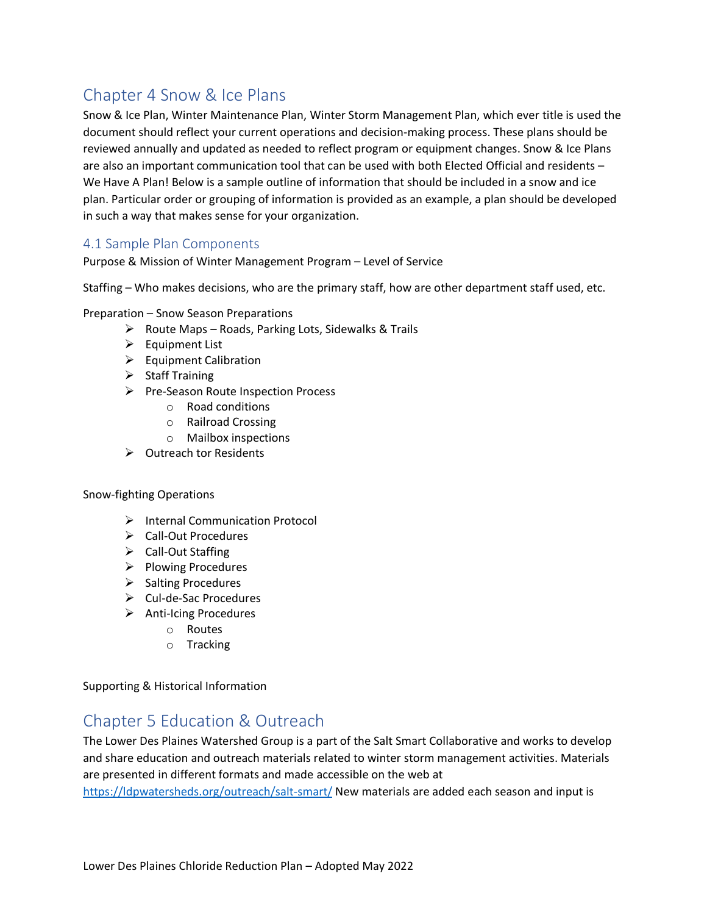## Chapter 4 Snow & Ice Plans

Snow & Ice Plan, Winter Maintenance Plan, Winter Storm Management Plan, which ever title is used the document should reflect your current operations and decision-making process. These plans should be reviewed annually and updated as needed to reflect program or equipment changes. Snow & Ice Plans are also an important communication tool that can be used with both Elected Official and residents – We Have A Plan! Below is a sample outline of information that should be included in a snow and ice plan. Particular order or grouping of information is provided as an example, a plan should be developed in such a way that makes sense for your organization.

### 4.1 Sample Plan Components

Purpose & Mission of Winter Management Program – Level of Service

Staffing – Who makes decisions, who are the primary staff, how are other department staff used, etc.

Preparation – Snow Season Preparations

- Route Maps – Roads, Parking Lots, Sidewalks & Trails
- Equipment List
- Equipment Calibration
- Staff Training
- Pre-Season Route Inspection Process
  - Road conditions
  - Railroad Crossing
  - Mailbox inspections
- Outreach tor Residents

Snow-fighting Operations

- Internal Communication Protocol
- Call-Out Procedures
- Call-Out Staffing
- Plowing Procedures
- Salting Procedures
- Cul-de-Sac Procedures
- Anti-Icing Procedures
  - Routes
  - Tracking

Supporting & Historical Information

## Chapter 5 Education & Outreach

The Lower Des Plaines Watershed Group is a part of the Salt Smart Collaborative and works to develop and share education and outreach materials related to winter storm management activities. Materials are presented in different formats and made accessible on the web at [https://ldpwatersheds.org/outreach/salt-smart/](https://ldpwatersheds.org/outreach/salt-smart/) New materials are added each season and input is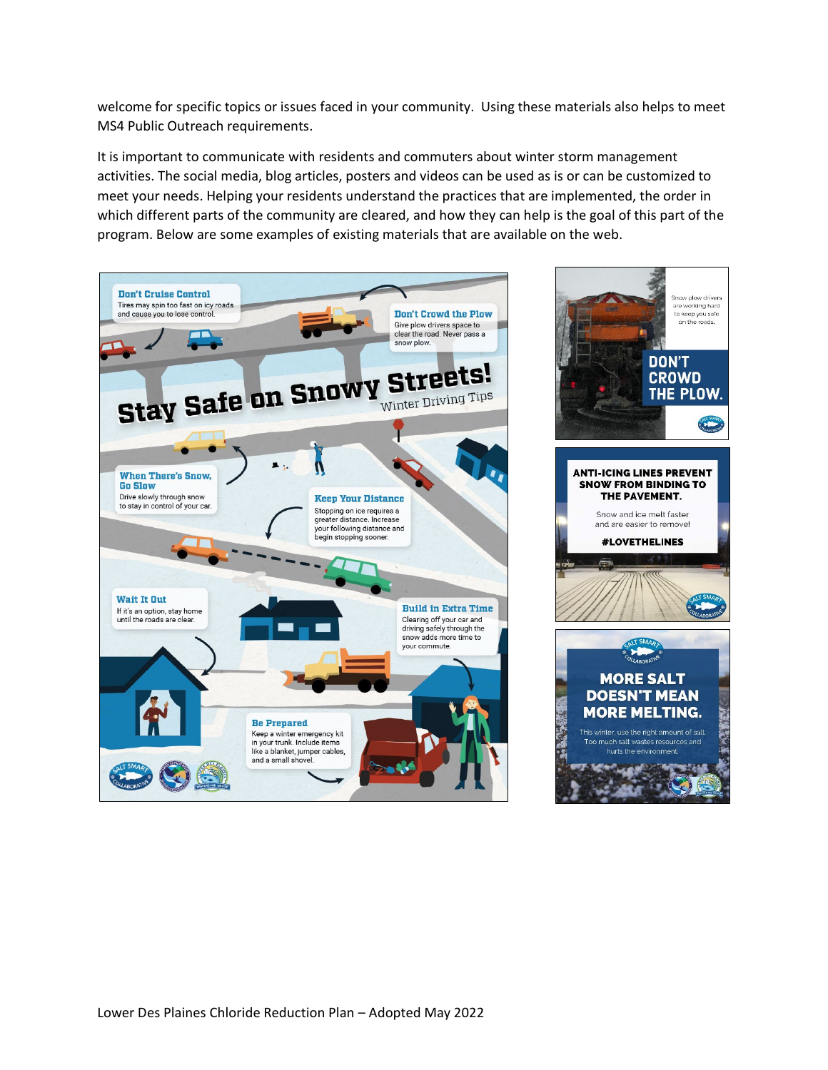welcome for specific topics or issues faced in your community. Using these materials also helps to meet MS4 Public Outreach requirements.

It is important to communicate with residents and commuters about winter storm management activities. The social media, blog articles, posters and videos can be used as is or can be customized to meet your needs. Helping your residents understand the practices that are implemented, the order in which different parts of the community are cleared, and how they can help is the goal of this part of the program. Below are some examples of existing materials that are available on the web.

**Stay Safe on Snowy Streets!**
Winter Driving Tips

**Don't Cruise Control**
Tires may spin too fast on icy roads and cause you to lose control.

**Don't Crowd the Plow**
Give plow drivers space to clear the road. Never pass a snow plow.

**When There's Snow, Go Slow**
Drive slowly through snow to stay in control of your car.

**Keep Your Distance**
Stopping on ice requires a greater distance. Increase your following distance and begin stopping sooner.

**Wait It Out**
If it's an option, stay home until the roads are clear.

**Build in Extra Time**
Clearing off your car and driving safely through the snow adds more time to your commute.

**Be Prepared**
Keep a winter emergency kit in your trunk. Include items like a blanket, jumper cables, and a small shovel.

Snow plow drivers are working hard to keep you safe on the roads.

**DON'T CROWD THE PLOW.**

**ANTI-ICING LINES PREVENT SNOW FROM BINDING TO THE PAVEMENT.**

Snow and ice melt faster and are easier to remove!

**#LOVETHELINES**

**MORE SALT DOESN'T MEAN MORE MELTING.**

This winter, use the right amount of salt. Too much salt wastes resources and hurts the environment.